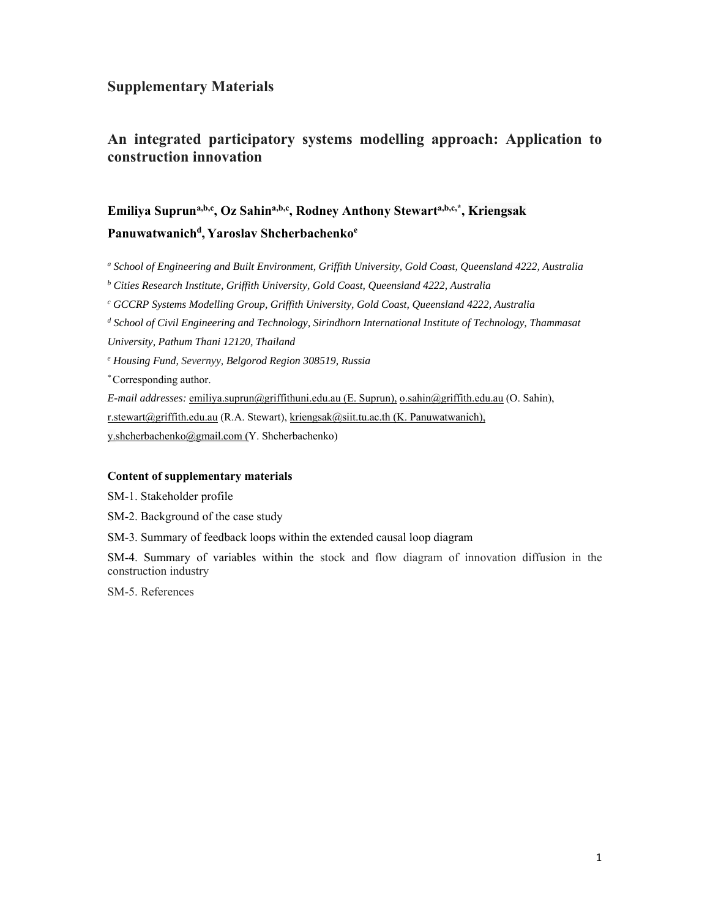# Supplementary Materials

## An integrated participatory systems modelling approach: Application to construction innovation

**Emiliya Suprun[a,b,c], Oz Sahin[a,b,c], Rodney Anthony Stewart[a,b,c,*], Kriengsak Panuwatwanich[d], Yaroslav Shcherbachenko[e]**

[a] *School of Engineering and Built Environment, Griffith University, Gold Coast, Queensland 4222, Australia*

[b] *Cities Research Institute, Griffith University, Gold Coast, Queensland 4222, Australia*

[c] *GCCRP Systems Modelling Group, Griffith University, Gold Coast, Queensland 4222, Australia*

[d] *School of Civil Engineering and Technology, Sirindhorn International Institute of Technology, Thammasat University, Pathum Thani 12120, Thailand*

[e] *Housing Fund, Severnyy, Belgorod Region 308519, Russia*

[*] Corresponding author.

*E-mail addresses:* emiliya.suprun@griffithuni.edu.au (E. Suprun), o.sahin@griffith.edu.au (O. Sahin), r.stewart@griffith.edu.au (R.A. Stewart), kriengsak@siit.tu.ac.th (K. Panuwatwanich), y.shcherbachenko@gmail.com (Y. Shcherbachenko)

**Content of supplementary materials**

SM-1. Stakeholder profile

SM-2. Background of the case study

SM-3. Summary of feedback loops within the extended causal loop diagram

SM-4. Summary of variables within the stock and flow diagram of innovation diffusion in the construction industry

SM-5. References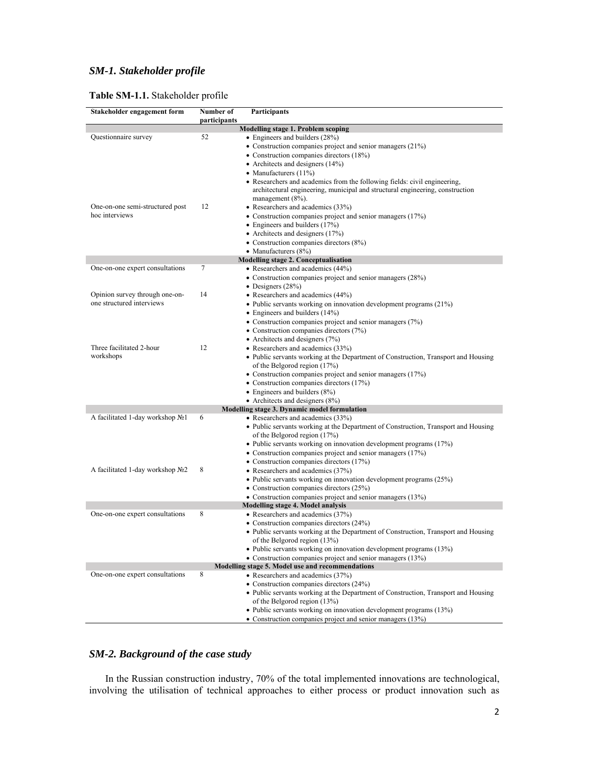## *SM-1. Stakeholder profile*

**Table SM-1.1.** Stakeholder profile

| Stakeholder engagement form | Number of participants | Participants |
|---|---|---|
| **Modelling stage 1. Problem scoping** | | |
| Questionnaire survey | 52 | • Engineers and builders (28%)<br>• Construction companies project and senior managers (21%)<br>• Construction companies directors (18%)<br>• Architects and designers (14%)<br>• Manufacturers (11%)<br>• Researchers and academics from the following fields: civil engineering, architectural engineering, municipal and structural engineering, construction management (8%). |
| One-on-one semi-structured post hoc interviews | 12 | • Researchers and academics (33%)<br>• Construction companies project and senior managers (17%)<br>• Engineers and builders (17%)<br>• Architects and designers (17%)<br>• Construction companies directors (8%)<br>• Manufacturers (8%) |
| **Modelling stage 2. Conceptualisation** | | |
| One-on-one expert consultations | 7 | • Researchers and academics (44%)<br>• Construction companies project and senior managers (28%)<br>• Designers (28%) |
| Opinion survey through one-on-one structured interviews | 14 | • Researchers and academics (44%)<br>• Public servants working on innovation development programs (21%)<br>• Engineers and builders (14%)<br>• Construction companies project and senior managers (7%)<br>• Construction companies directors (7%)<br>• Architects and designers (7%) |
| Three facilitated 2-hour workshops | 12 | • Researchers and academics (33%)<br>• Public servants working at the Department of Construction, Transport and Housing of the Belgorod region (17%)<br>• Construction companies project and senior managers (17%)<br>• Construction companies directors (17%)<br>• Engineers and builders (8%)<br>• Architects and designers (8%) |
| **Modelling stage 3. Dynamic model formulation** | | |
| A facilitated 1-day workshop №1 | 6 | • Researchers and academics (33%)<br>• Public servants working at the Department of Construction, Transport and Housing of the Belgorod region (17%)<br>• Public servants working on innovation development programs (17%)<br>• Construction companies project and senior managers (17%)<br>• Construction companies directors (17%) |
| A facilitated 1-day workshop №2 | 8 | • Researchers and academics (37%)<br>• Public servants working on innovation development programs (25%)<br>• Construction companies directors (25%)<br>• Construction companies project and senior managers (13%) |
| **Modelling stage 4. Model analysis** | | |
| One-on-one expert consultations | 8 | • Researchers and academics (37%)<br>• Construction companies directors (24%)<br>• Public servants working at the Department of Construction, Transport and Housing of the Belgorod region (13%)<br>• Public servants working on innovation development programs (13%)<br>• Construction companies project and senior managers (13%) |
| **Modelling stage 5. Model use and recommendations** | | |
| One-on-one expert consultations | 8 | • Researchers and academics (37%)<br>• Construction companies directors (24%)<br>• Public servants working at the Department of Construction, Transport and Housing of the Belgorod region (13%)<br>• Public servants working on innovation development programs (13%)<br>• Construction companies project and senior managers (13%) |

## *SM-2. Background of the case study*

In the Russian construction industry, 70% of the total implemented innovations are technological, involving the utilisation of technical approaches to either process or product innovation such as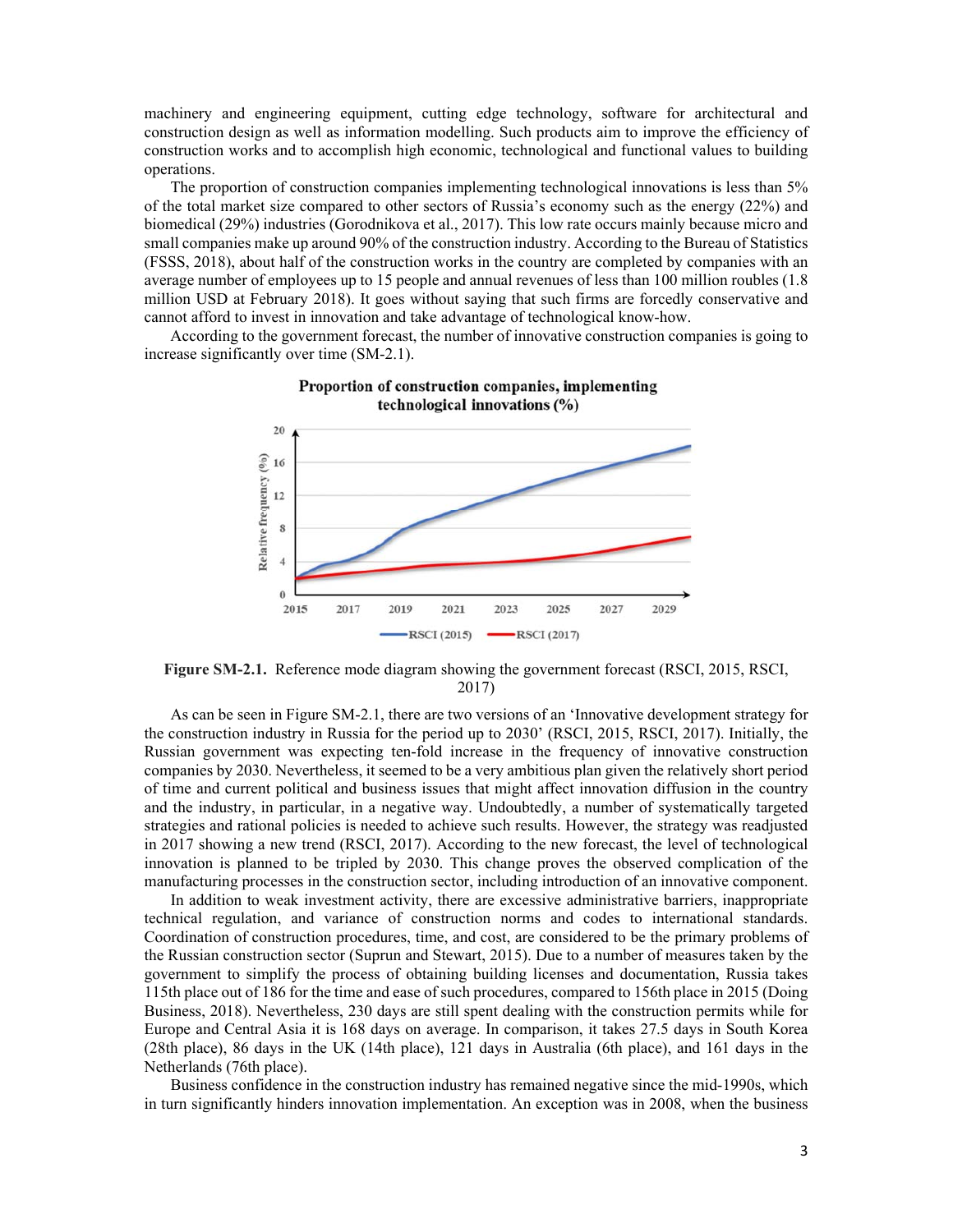machinery and engineering equipment, cutting edge technology, software for architectural and construction design as well as information modelling. Such products aim to improve the efficiency of construction works and to accomplish high economic, technological and functional values to building operations.

The proportion of construction companies implementing technological innovations is less than 5% of the total market size compared to other sectors of Russia's economy such as the energy (22%) and biomedical (29%) industries (Gorodnikova et al., 2017). This low rate occurs mainly because micro and small companies make up around 90% of the construction industry. According to the Bureau of Statistics (FSSS, 2018), about half of the construction works in the country are completed by companies with an average number of employees up to 15 people and annual revenues of less than 100 million roubles (1.8 million USD at February 2018). It goes without saying that such firms are forcedly conservative and cannot afford to invest in innovation and take advantage of technological know-how.

According to the government forecast, the number of innovative construction companies is going to increase significantly over time (SM-2.1).

**Figure SM-2.1.** Reference mode diagram showing the government forecast (RSCI, 2015, RSCI, 2017)

As can be seen in Figure SM-2.1, there are two versions of an 'Innovative development strategy for the construction industry in Russia for the period up to 2030' (RSCI, 2015, RSCI, 2017). Initially, the Russian government was expecting ten-fold increase in the frequency of innovative construction companies by 2030. Nevertheless, it seemed to be a very ambitious plan given the relatively short period of time and current political and business issues that might affect innovation diffusion in the country and the industry, in particular, in a negative way. Undoubtedly, a number of systematically targeted strategies and rational policies is needed to achieve such results. However, the strategy was readjusted in 2017 showing a new trend (RSCI, 2017). According to the new forecast, the level of technological innovation is planned to be tripled by 2030. This change proves the observed complication of the manufacturing processes in the construction sector, including introduction of an innovative component.

In addition to weak investment activity, there are excessive administrative barriers, inappropriate technical regulation, and variance of construction norms and codes to international standards. Coordination of construction procedures, time, and cost, are considered to be the primary problems of the Russian construction sector (Suprun and Stewart, 2015). Due to a number of measures taken by the government to simplify the process of obtaining building licenses and documentation, Russia takes 115th place out of 186 for the time and ease of such procedures, compared to 156th place in 2015 (Doing Business, 2018). Nevertheless, 230 days are still spent dealing with the construction permits while for Europe and Central Asia it is 168 days on average. In comparison, it takes 27.5 days in South Korea (28th place), 86 days in the UK (14th place), 121 days in Australia (6th place), and 161 days in the Netherlands (76th place).

Business confidence in the construction industry has remained negative since the mid-1990s, which in turn significantly hinders innovation implementation. An exception was in 2008, when the business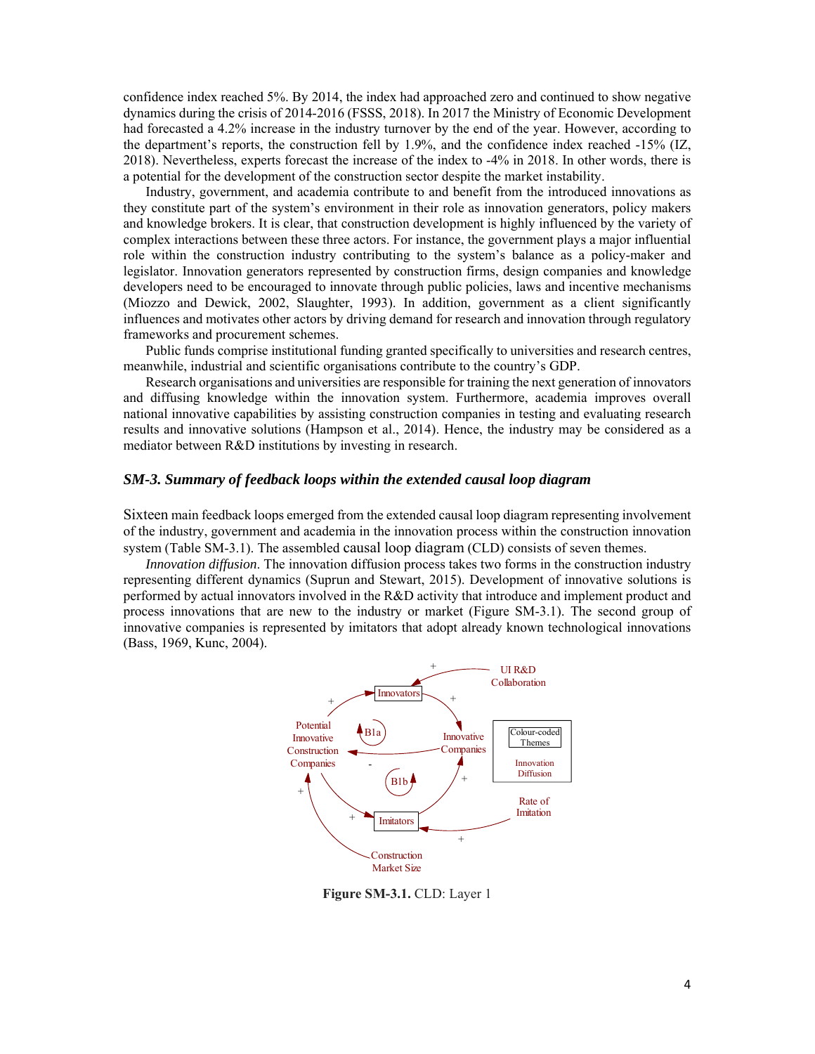confidence index reached 5%. By 2014, the index had approached zero and continued to show negative dynamics during the crisis of 2014-2016 (FSSS, 2018). In 2017 the Ministry of Economic Development had forecasted a 4.2% increase in the industry turnover by the end of the year. However, according to the department's reports, the construction fell by 1.9%, and the confidence index reached -15% (IZ, 2018). Nevertheless, experts forecast the increase of the index to -4% in 2018. In other words, there is a potential for the development of the construction sector despite the market instability.

Industry, government, and academia contribute to and benefit from the introduced innovations as they constitute part of the system's environment in their role as innovation generators, policy makers and knowledge brokers. It is clear, that construction development is highly influenced by the variety of complex interactions between these three actors. For instance, the government plays a major influential role within the construction industry contributing to the system's balance as a policy-maker and legislator. Innovation generators represented by construction firms, design companies and knowledge developers need to be encouraged to innovate through public policies, laws and incentive mechanisms (Miozzo and Dewick, 2002, Slaughter, 1993). In addition, government as a client significantly influences and motivates other actors by driving demand for research and innovation through regulatory frameworks and procurement schemes.

Public funds comprise institutional funding granted specifically to universities and research centres, meanwhile, industrial and scientific organisations contribute to the country's GDP.

Research organisations and universities are responsible for training the next generation of innovators and diffusing knowledge within the innovation system. Furthermore, academia improves overall national innovative capabilities by assisting construction companies in testing and evaluating research results and innovative solutions (Hampson et al., 2014). Hence, the industry may be considered as a mediator between R&D institutions by investing in research.

### *SM-3. Summary of feedback loops within the extended causal loop diagram*

Sixteen main feedback loops emerged from the extended causal loop diagram representing involvement of the industry, government and academia in the innovation process within the construction innovation system (Table SM-3.1). The assembled causal loop diagram (CLD) consists of seven themes.

*Innovation diffusion*. The innovation diffusion process takes two forms in the construction industry representing different dynamics (Suprun and Stewart, 2015). Development of innovative solutions is performed by actual innovators involved in the R&D activity that introduce and implement product and process innovations that are new to the industry or market (Figure SM-3.1). The second group of innovative companies is represented by imitators that adopt already known technological innovations (Bass, 1969, Kunc, 2004).

**Figure SM-3.1.** CLD: Layer 1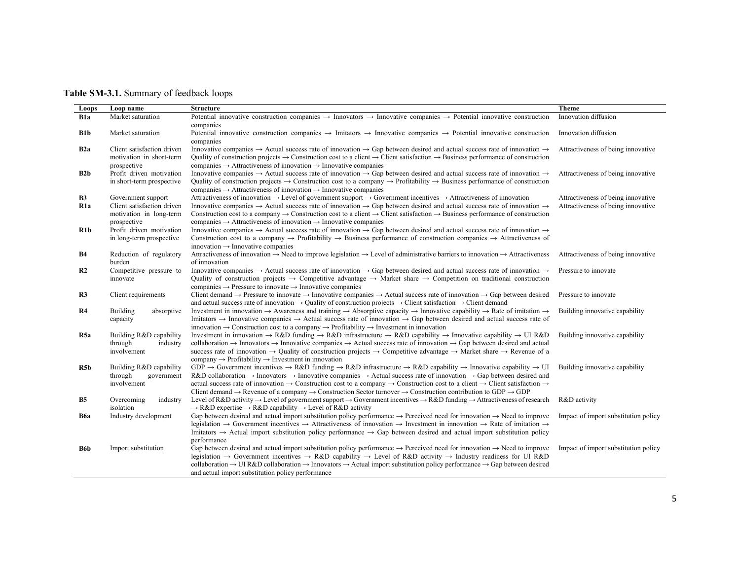**Table SM-3.1.** Summary of feedback loops

| Loops | Loop name | Structure | Theme |
|---|---|---|---|
| **B1a** | Market saturation | Potential innovative construction companies → Innovators → Innovative companies → Potential innovative construction companies | Innovation diffusion |
| **B1b** | Market saturation | Potential innovative construction companies → Imitators → Innovative companies → Potential innovative construction companies | Innovation diffusion |
| **B2a** | Client satisfaction driven motivation in short-term prospective | Innovative companies → Actual success rate of innovation → Gap between desired and actual success rate of innovation → Quality of construction projects → Construction cost to a client → Client satisfaction → Business performance of construction companies → Attractiveness of innovation → Innovative companies | Attractiveness of being innovative |
| **B2b** | Profit driven motivation in short-term prospective | Innovative companies → Actual success rate of innovation → Gap between desired and actual success rate of innovation → Quality of construction projects → Construction cost to a company → Profitability → Business performance of construction companies → Attractiveness of innovation → Innovative companies | Attractiveness of being innovative |
| **B3** | Government support | Attractiveness of innovation → Level of government support → Government incentives → Attractiveness of innovation | Attractiveness of being innovative |
| **R1a** | Client satisfaction driven motivation in long-term prospective | Innovative companies → Actual success rate of innovation → Gap between desired and actual success rate of innovation → Construction cost to a company → Construction cost to a client → Client satisfaction → Business performance of construction companies → Attractiveness of innovation → Innovative companies | Attractiveness of being innovative |
| **R1b** | Profit driven motivation in long-term prospective | Innovative companies → Actual success rate of innovation → Gap between desired and actual success rate of innovation → Construction cost to a company → Profitability → Business performance of construction companies → Attractiveness of innovation → Innovative companies | |
| **B4** | Reduction of regulatory burden | Attractiveness of innovation → Need to improve legislation → Level of administrative barriers to innovation → Attractiveness of innovation | Attractiveness of being innovative |
| **R2** | Competitive pressure to innovate | Innovative companies → Actual success rate of innovation → Gap between desired and actual success rate of innovation → Quality of construction projects → Competitive advantage → Market share → Competition on traditional construction companies → Pressure to innovate → Innovative companies | Pressure to innovate |
| **R3** | Client requirements | Client demand → Pressure to innovate → Innovative companies → Actual success rate of innovation → Gap between desired and actual success rate of innovation → Quality of construction projects → Client satisfaction → Client demand | Pressure to innovate |
| **R4** | Building absorptive capacity | Investment in innovation → Awareness and training → Absorptive capacity → Innovative capability → Rate of imitation → Imitators → Innovative companies → Actual success rate of innovation → Gap between desired and actual success rate of innovation → Construction cost to a company → Profitability → Investment in innovation | Building innovative capability |
| **R5a** | Building R&D capability through industry involvement | Investment in innovation → R&D funding → R&D infrastructure → R&D capability → Innovative capability → UI R&D collaboration → Innovators → Innovative companies → Actual success rate of innovation → Gap between desired and actual success rate of innovation → Quality of construction projects → Competitive advantage → Market share → Revenue of a company → Profitability → Investment in innovation | Building innovative capability |
| **R5b** | Building R&D capability through government involvement | GDP → Government incentives → R&D funding → R&D infrastructure → R&D capability → Innovative capability → UI R&D collaboration → Innovators → Innovative companies → Actual success rate of innovation → Gap between desired and actual success rate of innovation → Construction cost to a company → Construction cost to a client → Client satisfaction → Client demand → Revenue of a company → Construction Sector turnover → Construction contribution to GDP → GDP | Building innovative capability |
| **B5** | Overcoming industry isolation | Level of R&D activity → Level of government support → Government incentives → R&D funding → Attractiveness of research → R&D expertise → R&D capability → Level of R&D activity | R&D activity |
| **B6a** | Industry development | Gap between desired and actual import substitution policy performance → Perceived need for innovation → Need to improve legislation → Government incentives → Attractiveness of innovation → Investment in innovation → Rate of imitation → Imitators → Actual import substitution policy performance → Gap between desired and actual import substitution policy performance | Impact of import substitution policy |
| **B6b** | Import substitution | Gap between desired and actual import substitution policy performance → Perceived need for innovation → Need to improve legislation → Government incentives → R&D capability → Level of R&D activity → Industry readiness for UI R&D collaboration → UI R&D collaboration → Innovators → Actual import substitution policy performance → Gap between desired and actual import substitution policy performance | Impact of import substitution policy |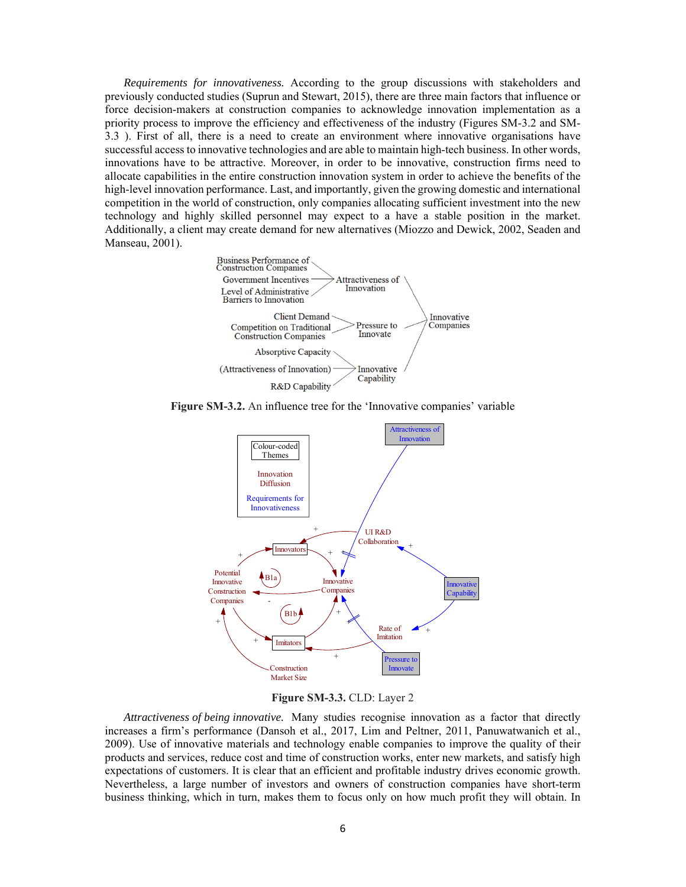*Requirements for innovativeness.* According to the group discussions with stakeholders and previously conducted studies (Suprun and Stewart, 2015), there are three main factors that influence or force decision-makers at construction companies to acknowledge innovation implementation as a priority process to improve the efficiency and effectiveness of the industry (Figures SM-3.2 and SM-3.3 ). First of all, there is a need to create an environment where innovative organisations have successful access to innovative technologies and are able to maintain high-tech business. In other words, innovations have to be attractive. Moreover, in order to be innovative, construction firms need to allocate capabilities in the entire construction innovation system in order to achieve the benefits of the high-level innovation performance. Last, and importantly, given the growing domestic and international competition in the world of construction, only companies allocating sufficient investment into the new technology and highly skilled personnel may expect to a have a stable position in the market. Additionally, a client may create demand for new alternatives (Miozzo and Dewick, 2002, Seaden and Manseau, 2001).

**Figure SM-3.2.** An influence tree for the 'Innovative companies' variable

**Figure SM-3.3.** CLD: Layer 2

*Attractiveness of being innovative.* Many studies recognise innovation as a factor that directly increases a firm's performance (Dansoh et al., 2017, Lim and Peltner, 2011, Panuwatwanich et al., 2009). Use of innovative materials and technology enable companies to improve the quality of their products and services, reduce cost and time of construction works, enter new markets, and satisfy high expectations of customers. It is clear that an efficient and profitable industry drives economic growth. Nevertheless, a large number of investors and owners of construction companies have short-term business thinking, which in turn, makes them to focus only on how much profit they will obtain. In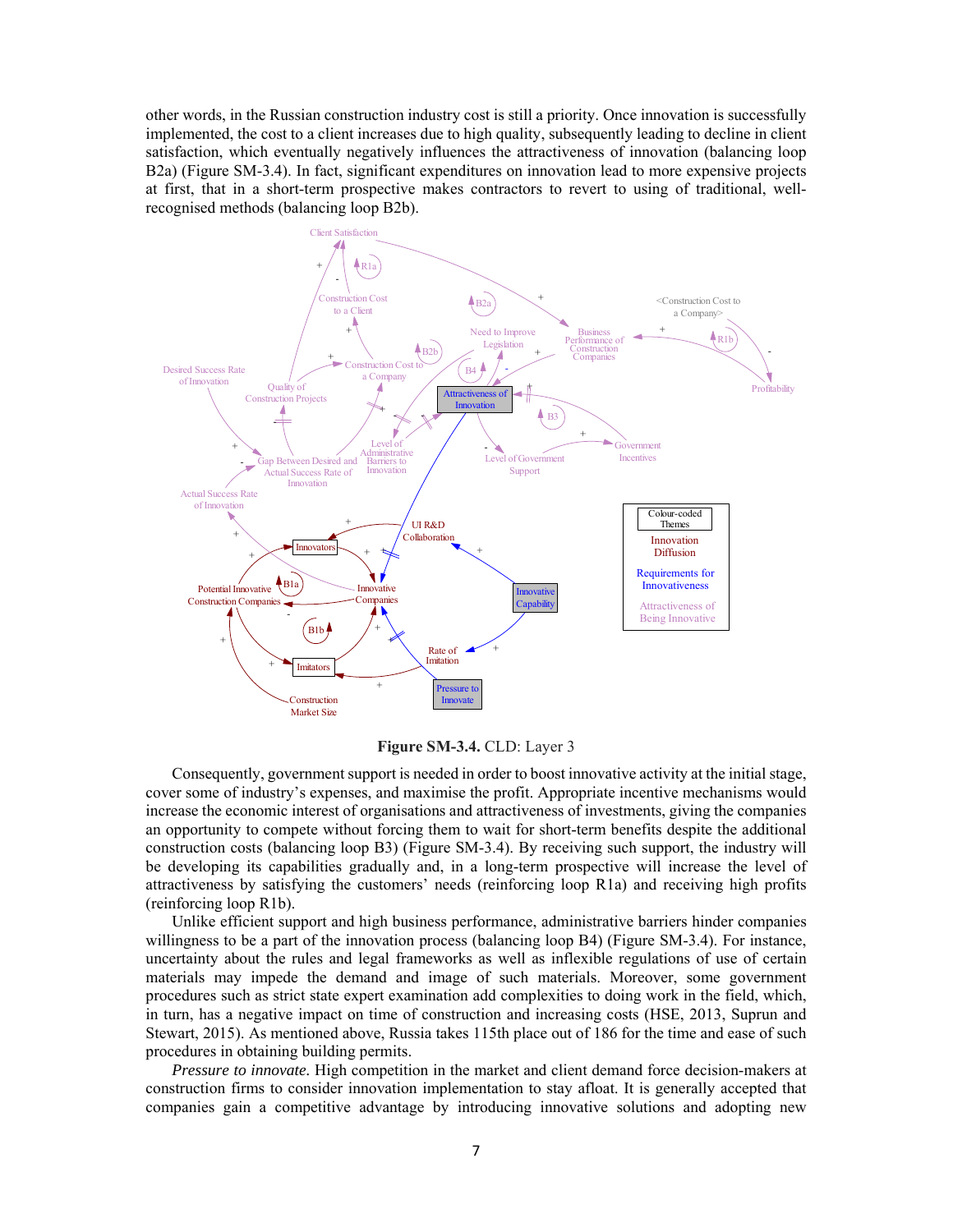other words, in the Russian construction industry cost is still a priority. Once innovation is successfully implemented, the cost to a client increases due to high quality, subsequently leading to decline in client satisfaction, which eventually negatively influences the attractiveness of innovation (balancing loop B2a) (Figure SM-3.4). In fact, significant expenditures on innovation lead to more expensive projects at first, that in a short-term prospective makes contractors to revert to using of traditional, well-recognised methods (balancing loop B2b).

**Figure SM-3.4.** CLD: Layer 3

Consequently, government support is needed in order to boost innovative activity at the initial stage, cover some of industry's expenses, and maximise the profit. Appropriate incentive mechanisms would increase the economic interest of organisations and attractiveness of investments, giving the companies an opportunity to compete without forcing them to wait for short-term benefits despite the additional construction costs (balancing loop B3) (Figure SM-3.4). By receiving such support, the industry will be developing its capabilities gradually and, in a long-term prospective will increase the level of attractiveness by satisfying the customers' needs (reinforcing loop R1a) and receiving high profits (reinforcing loop R1b).

Unlike efficient support and high business performance, administrative barriers hinder companies willingness to be a part of the innovation process (balancing loop B4) (Figure SM-3.4). For instance, uncertainty about the rules and legal frameworks as well as inflexible regulations of use of certain materials may impede the demand and image of such materials. Moreover, some government procedures such as strict state expert examination add complexities to doing work in the field, which, in turn, has a negative impact on time of construction and increasing costs (HSE, 2013, Suprun and Stewart, 2015). As mentioned above, Russia takes 115th place out of 186 for the time and ease of such procedures in obtaining building permits.

*Pressure to innovate.* High competition in the market and client demand force decision-makers at construction firms to consider innovation implementation to stay afloat. It is generally accepted that companies gain a competitive advantage by introducing innovative solutions and adopting new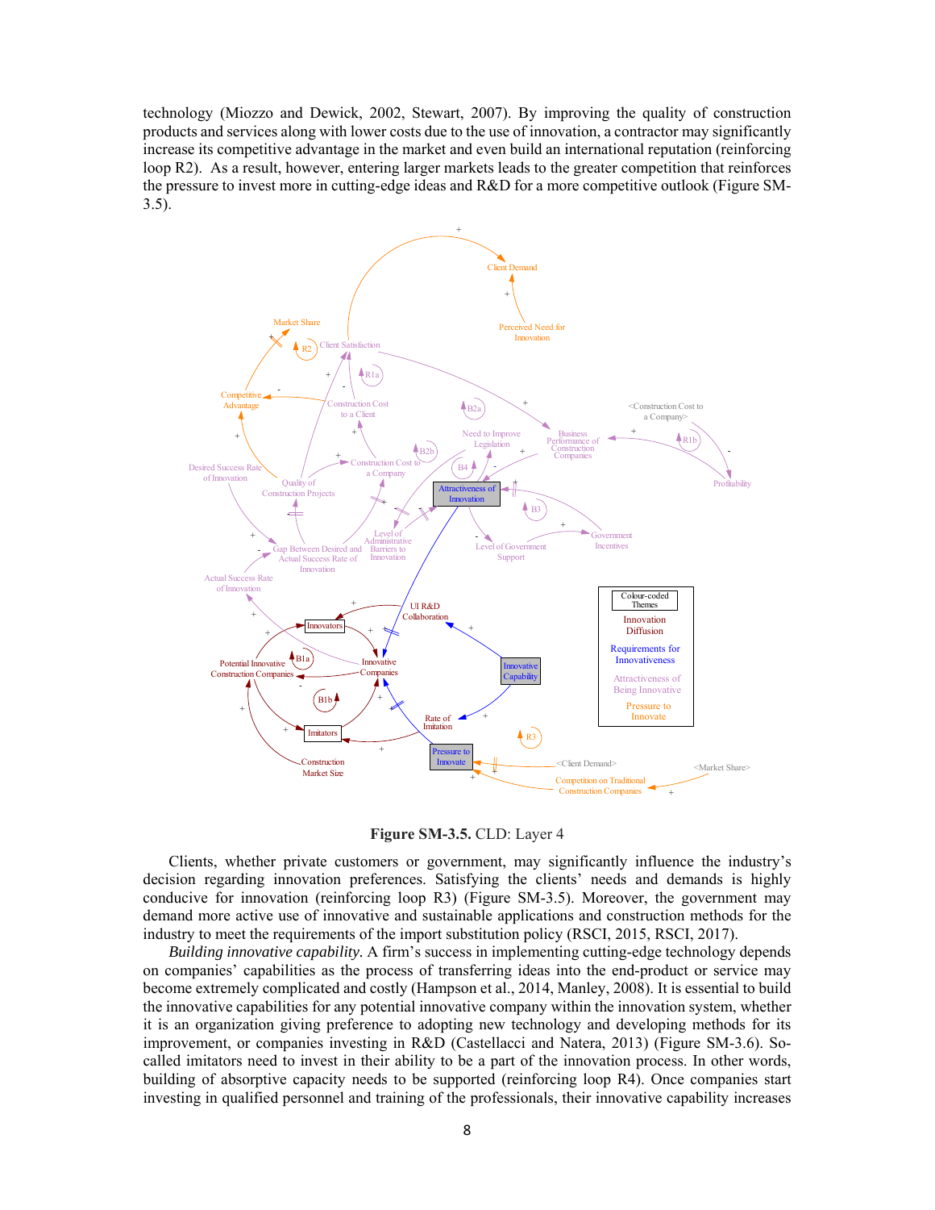technology (Miozzo and Dewick, 2002, Stewart, 2007). By improving the quality of construction products and services along with lower costs due to the use of innovation, a contractor may significantly increase its competitive advantage in the market and even build an international reputation (reinforcing loop R2). As a result, however, entering larger markets leads to the greater competition that reinforces the pressure to invest more in cutting-edge ideas and R&D for a more competitive outlook (Figure SM-3.5).

**Figure SM-3.5.** CLD: Layer 4

Clients, whether private customers or government, may significantly influence the industry's decision regarding innovation preferences. Satisfying the clients' needs and demands is highly conducive for innovation (reinforcing loop R3) (Figure SM-3.5). Moreover, the government may demand more active use of innovative and sustainable applications and construction methods for the industry to meet the requirements of the import substitution policy (RSCI, 2015, RSCI, 2017).

*Building innovative capability.* A firm's success in implementing cutting-edge technology depends on companies' capabilities as the process of transferring ideas into the end-product or service may become extremely complicated and costly (Hampson et al., 2014, Manley, 2008). It is essential to build the innovative capabilities for any potential innovative company within the innovation system, whether it is an organization giving preference to adopting new technology and developing methods for its improvement, or companies investing in R&D (Castellacci and Natera, 2013) (Figure SM-3.6). So-called imitators need to invest in their ability to be a part of the innovation process. In other words, building of absorptive capacity needs to be supported (reinforcing loop R4). Once companies start investing in qualified personnel and training of the professionals, their innovative capability increases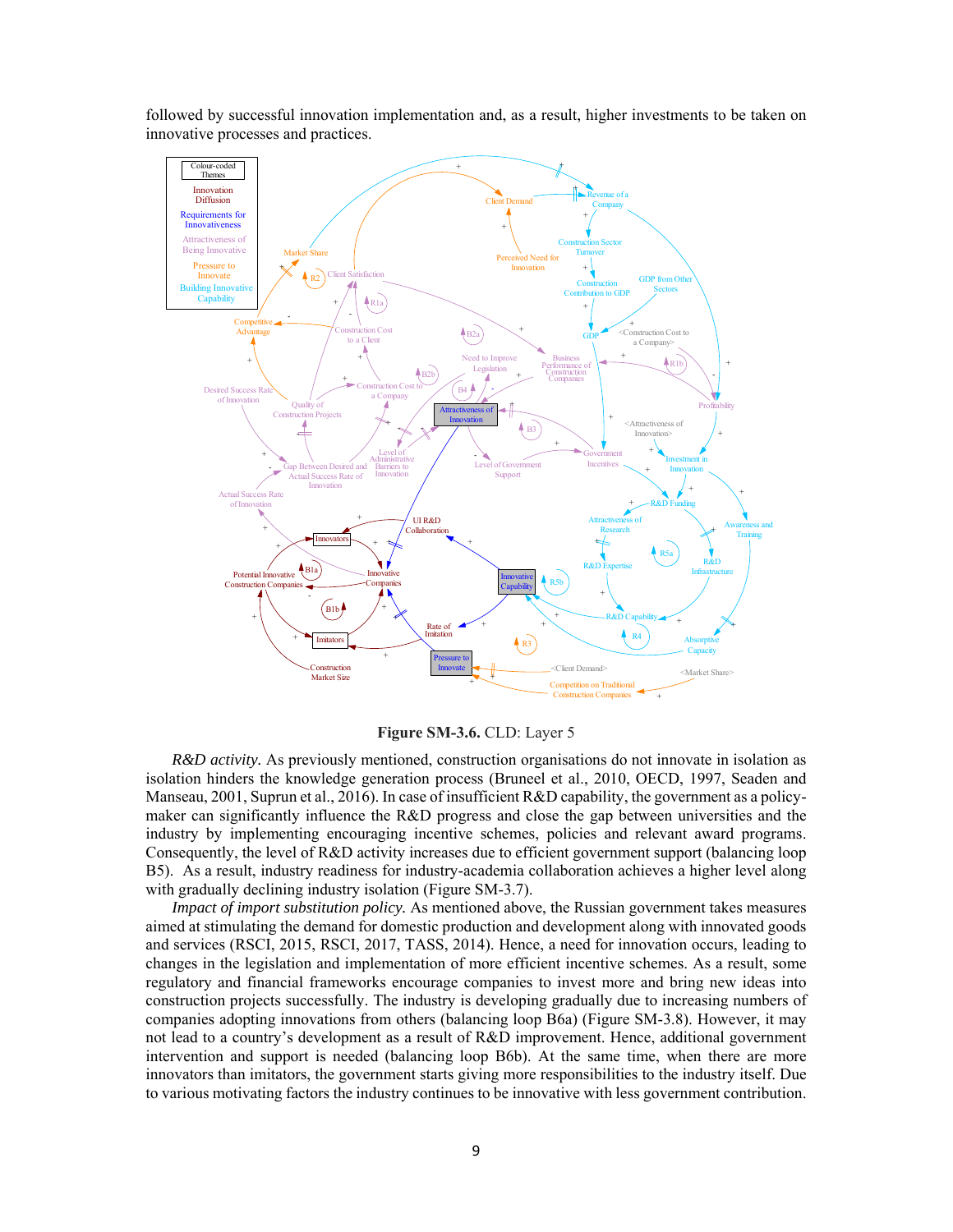followed by successful innovation implementation and, as a result, higher investments to be taken on innovative processes and practices.

**Figure SM-3.6.** CLD: Layer 5

*R&D activity.* As previously mentioned, construction organisations do not innovate in isolation as isolation hinders the knowledge generation process (Bruneel et al., 2010, OECD, 1997, Seaden and Manseau, 2001, Suprun et al., 2016). In case of insufficient R&D capability, the government as a policy-maker can significantly influence the R&D progress and close the gap between universities and the industry by implementing encouraging incentive schemes, policies and relevant award programs. Consequently, the level of R&D activity increases due to efficient government support (balancing loop B5). As a result, industry readiness for industry-academia collaboration achieves a higher level along with gradually declining industry isolation (Figure SM-3.7).

*Impact of import substitution policy.* As mentioned above, the Russian government takes measures aimed at stimulating the demand for domestic production and development along with innovated goods and services (RSCI, 2015, RSCI, 2017, TASS, 2014). Hence, a need for innovation occurs, leading to changes in the legislation and implementation of more efficient incentive schemes. As a result, some regulatory and financial frameworks encourage companies to invest more and bring new ideas into construction projects successfully. The industry is developing gradually due to increasing numbers of companies adopting innovations from others (balancing loop B6a) (Figure SM-3.8). However, it may not lead to a country's development as a result of R&D improvement. Hence, additional government intervention and support is needed (balancing loop B6b). At the same time, when there are more innovators than imitators, the government starts giving more responsibilities to the industry itself. Due to various motivating factors the industry continues to be innovative with less government contribution.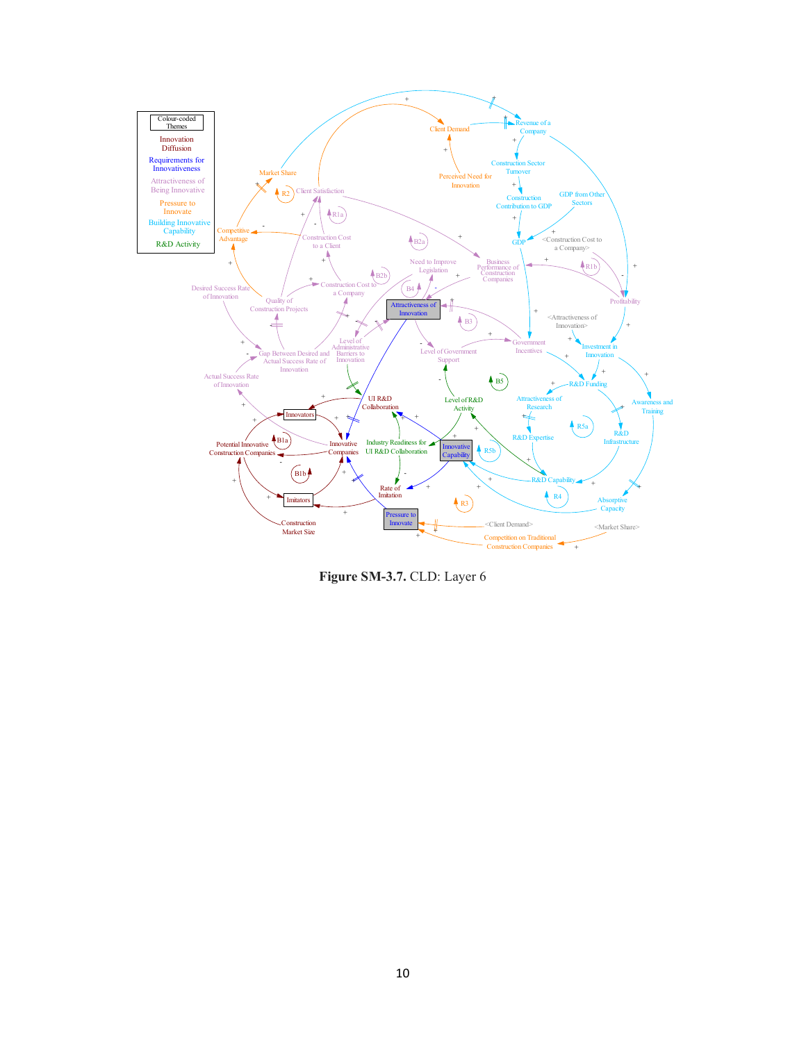**Figure SM-3.7.** CLD: Layer 6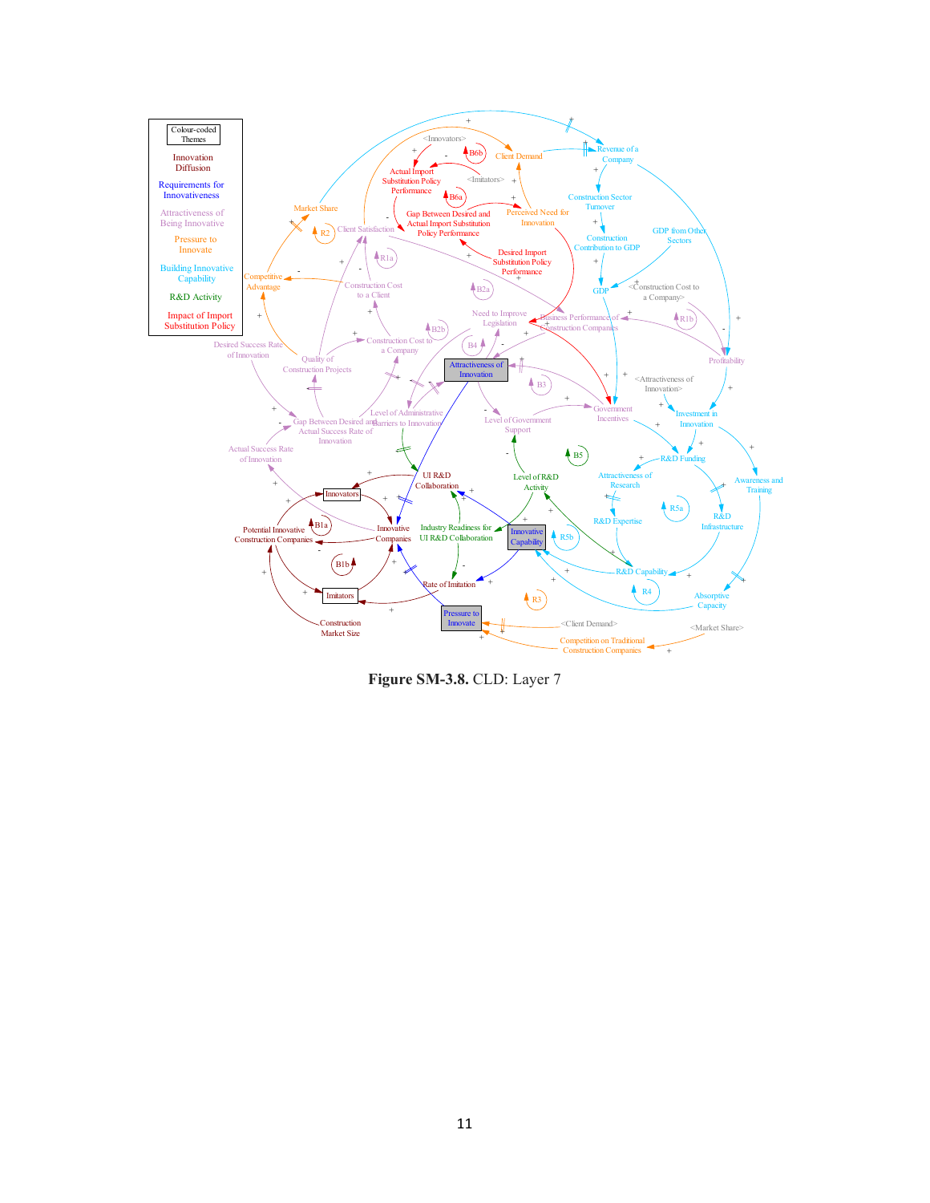**Figure SM-3.8.** CLD: Layer 7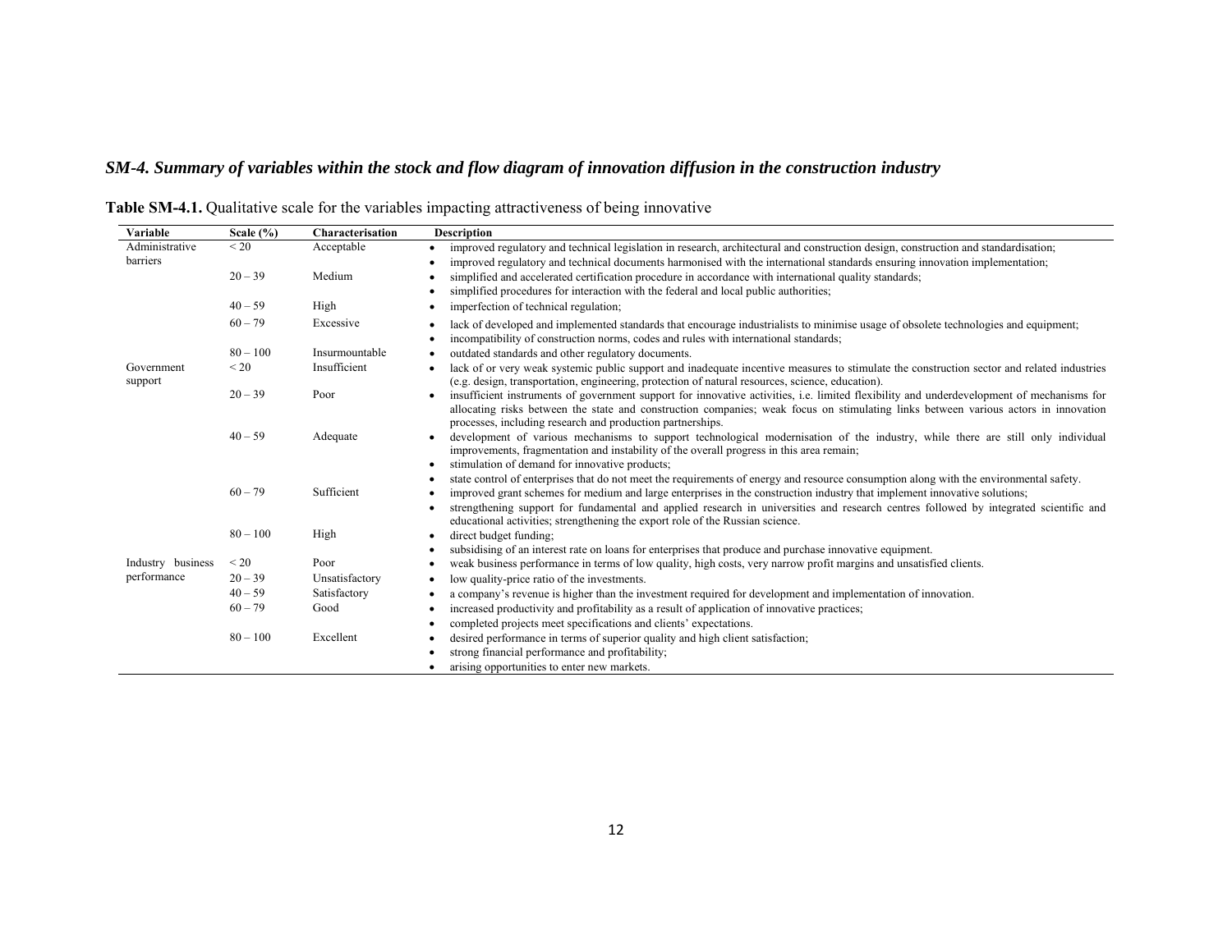## *SM-4. Summary of variables within the stock and flow diagram of innovation diffusion in the construction industry*

**Table SM-4.1.** Qualitative scale for the variables impacting attractiveness of being innovative

| Variable | Scale (%) | Characterisation | Description |
|---|---|---|---|
| Administrative barriers | < 20 | Acceptable | • improved regulatory and technical legislation in research, architectural and construction design, construction and standardisation;<br>• improved regulatory and technical documents harmonised with the international standards ensuring innovation implementation; |
| | 20 – 39 | Medium | • simplified and accelerated certification procedure in accordance with international quality standards;<br>• simplified procedures for interaction with the federal and local public authorities; |
| | 40 – 59 | High | • imperfection of technical regulation; |
| | 60 – 79 | Excessive | • lack of developed and implemented standards that encourage industrialists to minimise usage of obsolete technologies and equipment;<br>• incompatibility of construction norms, codes and rules with international standards; |
| | 80 – 100 | Insurmountable | • outdated standards and other regulatory documents. |
| Government support | < 20 | Insufficient | • lack of or very weak systemic public support and inadequate incentive measures to stimulate the construction sector and related industries (e.g. design, transportation, engineering, protection of natural resources, science, education). |
| | 20 – 39 | Poor | • insufficient instruments of government support for innovative activities, i.e. limited flexibility and underdevelopment of mechanisms for allocating risks between the state and construction companies; weak focus on stimulating links between various actors in innovation processes, including research and production partnerships. |
| | 40 – 59 | Adequate | • development of various mechanisms to support technological modernisation of the industry, while there are still only individual improvements, fragmentation and instability of the overall progress in this area remain;<br>• stimulation of demand for innovative products;<br>• state control of enterprises that do not meet the requirements of energy and resource consumption along with the environmental safety. |
| | 60 – 79 | Sufficient | • improved grant schemes for medium and large enterprises in the construction industry that implement innovative solutions;<br>• strengthening support for fundamental and applied research in universities and research centres followed by integrated scientific and educational activities; strengthening the export role of the Russian science. |
| | 80 – 100 | High | • direct budget funding;<br>• subsidising of an interest rate on loans for enterprises that produce and purchase innovative equipment. |
| Industry business performance | < 20 | Poor | • weak business performance in terms of low quality, high costs, very narrow profit margins and unsatisfied clients. |
| | 20 – 39 | Unsatisfactory | • low quality-price ratio of the investments. |
| | 40 – 59 | Satisfactory | • a company's revenue is higher than the investment required for development and implementation of innovation. |
| | 60 – 79 | Good | • increased productivity and profitability as a result of application of innovative practices;<br>• completed projects meet specifications and clients' expectations. |
| | 80 – 100 | Excellent | • desired performance in terms of superior quality and high client satisfaction;<br>• strong financial performance and profitability;<br>• arising opportunities to enter new markets. |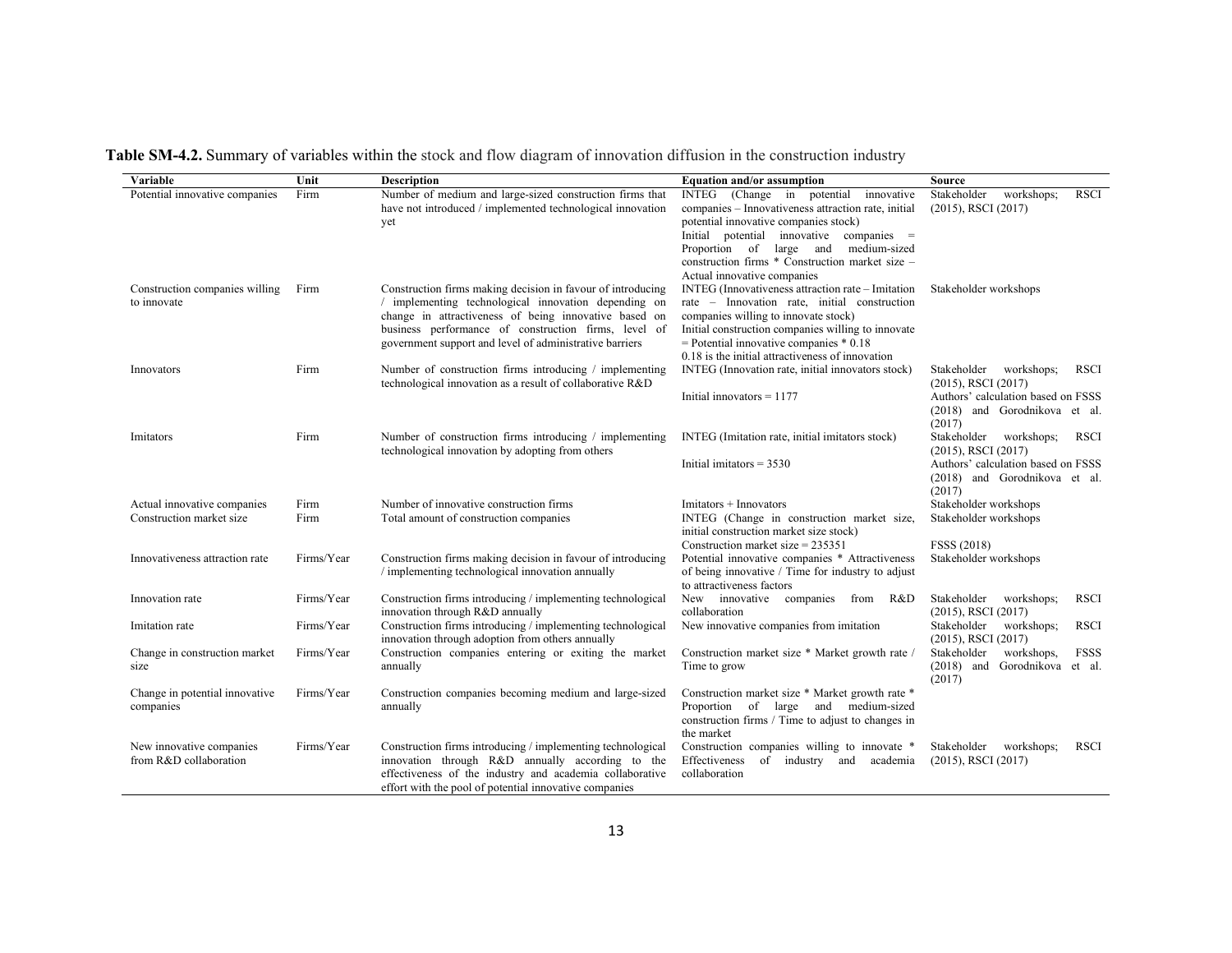**Table SM-4.2.** Summary of variables within the stock and flow diagram of innovation diffusion in the construction industry

| Variable | Unit | Description | Equation and/or assumption | Source |
|---|---|---|---|---|
| Potential innovative companies | Firm | Number of medium and large-sized construction firms that have not introduced / implemented technological innovation yet | INTEG (Change in potential innovative companies – Innovativeness attraction rate, initial potential innovative companies stock)<br>Initial potential innovative companies = Proportion of large and medium-sized construction firms * Construction market size – Actual innovative companies | Stakeholder workshops; RSCI (2015), RSCI (2017) |
| Construction companies willing to innovate | Firm | Construction firms making decision in favour of introducing / implementing technological innovation depending on change in attractiveness of being innovative based on business performance of construction firms, level of government support and level of administrative barriers | INTEG (Innovativeness attraction rate – Imitation rate – Innovation rate, initial construction companies willing to innovate stock)<br>Initial construction companies willing to innovate = Potential innovative companies * 0.18<br>0.18 is the initial attractiveness of innovation | Stakeholder workshops |
| Innovators | Firm | Number of construction firms introducing / implementing technological innovation as a result of collaborative R&D | INTEG (Innovation rate, initial innovators stock)<br><br>Initial innovators = 1177 | Stakeholder workshops; RSCI (2015), RSCI (2017)<br>Authors' calculation based on FSSS (2018) and Gorodnikova et al. (2017) |
| Imitators | Firm | Number of construction firms introducing / implementing technological innovation by adopting from others | INTEG (Imitation rate, initial imitators stock)<br><br>Initial imitators = 3530 | Stakeholder workshops; RSCI (2015), RSCI (2017)<br>Authors' calculation based on FSSS (2018) and Gorodnikova et al. (2017) |
| Actual innovative companies | Firm | Number of innovative construction firms | Imitators + Innovators | Stakeholder workshops |
| Construction market size | Firm | Total amount of construction companies | INTEG (Change in construction market size, initial construction market size stock)<br>Construction market size = 235351 | Stakeholder workshops<br><br>FSSS (2018) |
| Innovativeness attraction rate | Firms/Year | Construction firms making decision in favour of introducing / implementing technological innovation annually | Potential innovative companies * Attractiveness of being innovative / Time for industry to adjust to attractiveness factors | Stakeholder workshops |
| Innovation rate | Firms/Year | Construction firms introducing / implementing technological innovation through R&D annually | New innovative companies from R&D collaboration | Stakeholder workshops; RSCI (2015), RSCI (2017) |
| Imitation rate | Firms/Year | Construction firms introducing / implementing technological innovation through adoption from others annually | New innovative companies from imitation | Stakeholder workshops; RSCI (2015), RSCI (2017) |
| Change in construction market size | Firms/Year | Construction companies entering or exiting the market annually | Construction market size * Market growth rate / Time to grow | Stakeholder workshops, FSSS (2018) and Gorodnikova et al. (2017) |
| Change in potential innovative companies | Firms/Year | Construction companies becoming medium and large-sized annually | Construction market size * Market growth rate * Proportion of large and medium-sized construction firms / Time to adjust to changes in the market | |
| New innovative companies from R&D collaboration | Firms/Year | Construction firms introducing / implementing technological innovation through R&D annually according to the effectiveness of the industry and academia collaborative effort with the pool of potential innovative companies | Construction companies willing to innovate * Effectiveness of industry and academia collaboration | Stakeholder workshops; RSCI (2015), RSCI (2017) |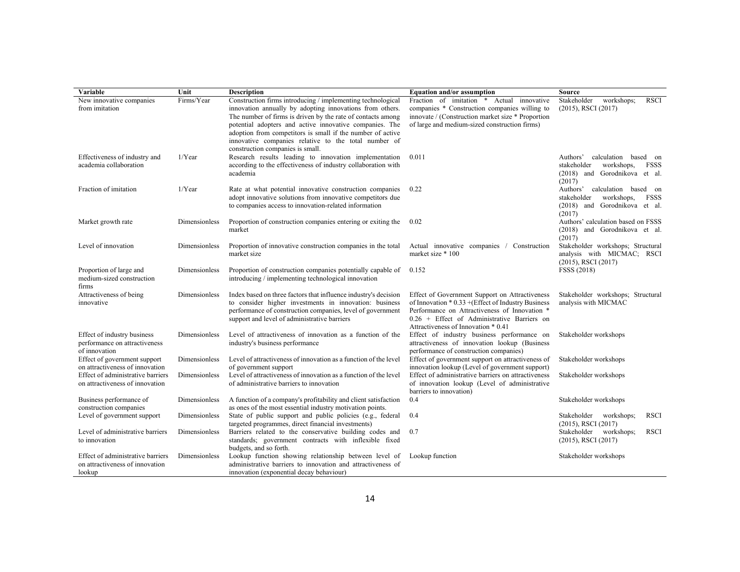| Variable | Unit | Description | Equation and/or assumption | Source |
|---|---|---|---|---|
| New innovative companies from imitation | Firms/Year | Construction firms introducing / implementing technological innovation annually by adopting innovations from others. The number of firms is driven by the rate of contacts among potential adopters and active innovative companies. The adoption from competitors is small if the number of active innovative companies relative to the total number of construction companies is small. | Fraction of imitation * Actual innovative companies * Construction companies willing to innovate / (Construction market size * Proportion of large and medium-sized construction firms) | Stakeholder workshops; RSCI (2015), RSCI (2017) |
| Effectiveness of industry and academia collaboration | 1/Year | Research results leading to innovation implementation according to the effectiveness of industry collaboration with academia | 0.011 | Authors' calculation based on stakeholder workshops, FSSS (2018) and Gorodnikova et al. (2017) |
| Fraction of imitation | 1/Year | Rate at what potential innovative construction companies adopt innovative solutions from innovative competitors due to companies access to innovation-related information | 0.22 | Authors' calculation based on stakeholder workshops, FSSS (2018) and Gorodnikova et al. (2017) |
| Market growth rate | Dimensionless | Proportion of construction companies entering or exiting the market | 0.02 | Authors' calculation based on FSSS (2018) and Gorodnikova et al. (2017) |
| Level of innovation | Dimensionless | Proportion of innovative construction companies in the total market size | Actual innovative companies / Construction market size * 100 | Stakeholder workshops; Structural analysis with MICMAC; RSCI (2015), RSCI (2017) |
| Proportion of large and medium-sized construction firms | Dimensionless | Proportion of construction companies potentially capable of introducing / implementing technological innovation | 0.152 | FSSS (2018) |
| Attractiveness of being innovative | Dimensionless | Index based on three factors that influence industry's decision to consider higher investments in innovation: business performance of construction companies, level of government support and level of administrative barriers | Effect of Government Support on Attractiveness of Innovation * 0.33 +(Effect of Industry Business Performance on Attractiveness of Innovation * 0.26 + Effect of Administrative Barriers on Attractiveness of Innovation * 0.41 | Stakeholder workshops; Structural analysis with MICMAC |
| Effect of industry business performance on attractiveness of innovation | Dimensionless | Level of attractiveness of innovation as a function of the industry's business performance | Effect of industry business performance on attractiveness of innovation lookup (Business performance of construction companies) | Stakeholder workshops |
| Effect of government support on attractiveness of innovation | Dimensionless | Level of attractiveness of innovation as a function of the level of government support | Effect of government support on attractiveness of innovation lookup (Level of government support) | Stakeholder workshops |
| Effect of administrative barriers on attractiveness of innovation | Dimensionless | Level of attractiveness of innovation as a function of the level of administrative barriers to innovation | Effect of administrative barriers on attractiveness of innovation lookup (Level of administrative barriers to innovation) | Stakeholder workshops |
| Business performance of construction companies | Dimensionless | A function of a company's profitability and client satisfaction as ones of the most essential industry motivation points. | 0.4 | Stakeholder workshops |
| Level of government support | Dimensionless | State of public support and public policies (e.g., federal targeted programmes, direct financial investments) | 0.4 | Stakeholder workshops; RSCI (2015), RSCI (2017) |
| Level of administrative barriers to innovation | Dimensionless | Barriers related to the conservative building codes and standards; government contracts with inflexible fixed budgets, and so forth. | 0.7 | Stakeholder workshops; RSCI (2015), RSCI (2017) |
| Effect of administrative barriers on attractiveness of innovation lookup | Dimensionless | Lookup function showing relationship between level of administrative barriers to innovation and attractiveness of innovation (exponential decay behaviour) | Lookup function | Stakeholder workshops |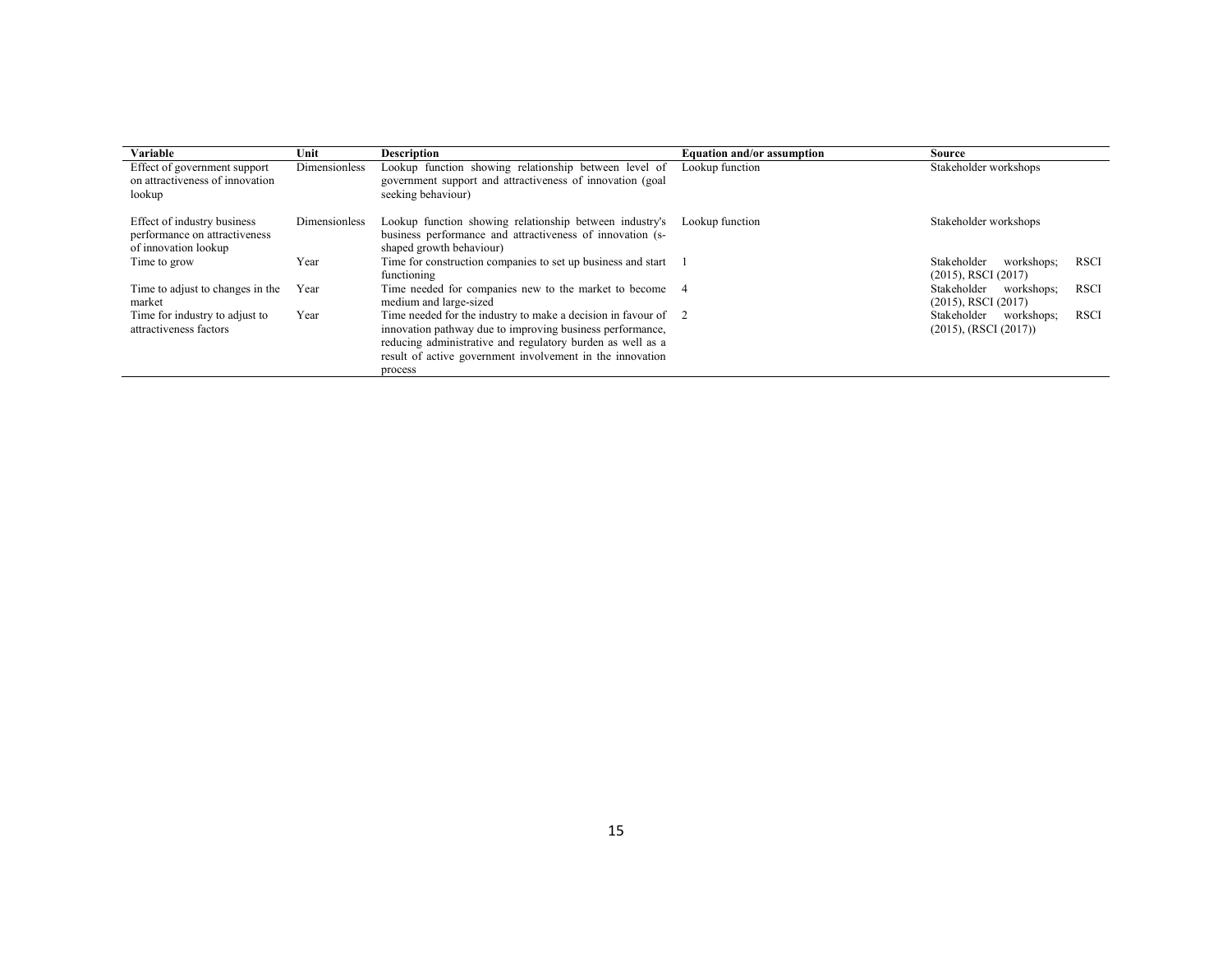| Variable | Unit | Description | Equation and/or assumption | Source |
|---|---|---|---|---|
| Effect of government support on attractiveness of innovation lookup | Dimensionless | Lookup function showing relationship between level of government support and attractiveness of innovation (goal seeking behaviour) | Lookup function | Stakeholder workshops |
| Effect of industry business performance on attractiveness of innovation lookup | Dimensionless | Lookup function showing relationship between industry's business performance and attractiveness of innovation (s-shaped growth behaviour) | Lookup function | Stakeholder workshops |
| Time to grow | Year | Time for construction companies to set up business and start functioning | 1 | Stakeholder workshops; RSCI (2015), RSCI (2017) |
| Time to adjust to changes in the market | Year | Time needed for companies new to the market to become medium and large-sized | 4 | Stakeholder workshops; RSCI (2015), RSCI (2017) |
| Time for industry to adjust to attractiveness factors | Year | Time needed for the industry to make a decision in favour of innovation pathway due to improving business performance, reducing administrative and regulatory burden as well as a result of active government involvement in the innovation process | 2 | Stakeholder workshops; RSCI (2015), (RSCI (2017)) |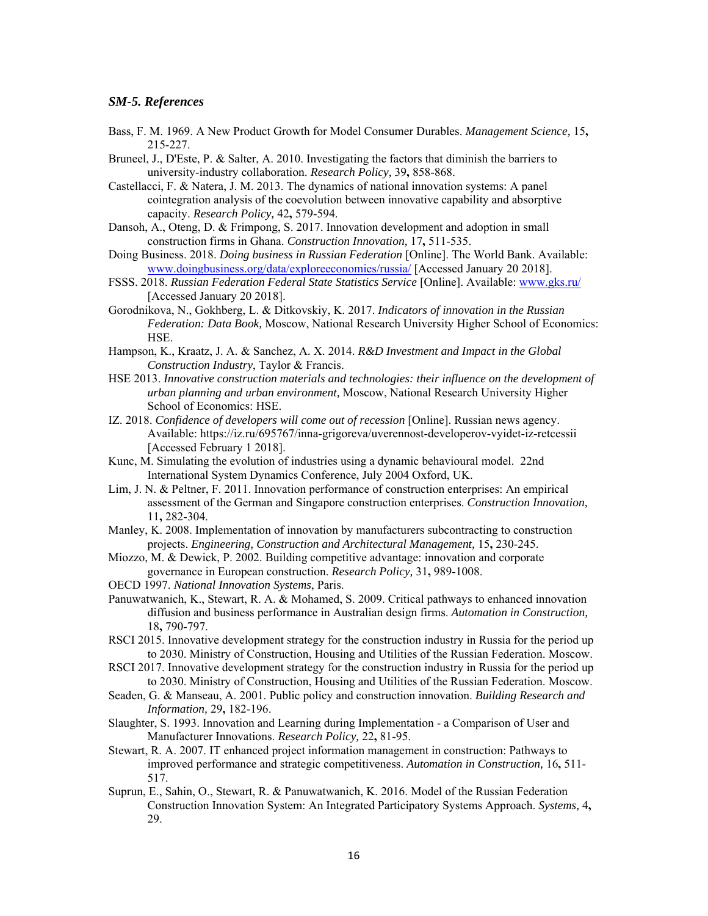### *SM-5. References*

Bass, F. M. 1969. A New Product Growth for Model Consumer Durables. *Management Science,* 15**,** 215-227.

Bruneel, J., D'Este, P. & Salter, A. 2010. Investigating the factors that diminish the barriers to university-industry collaboration. *Research Policy,* 39**,** 858-868.

Castellacci, F. & Natera, J. M. 2013. The dynamics of national innovation systems: A panel cointegration analysis of the coevolution between innovative capability and absorptive capacity. *Research Policy,* 42**,** 579-594.

Dansoh, A., Oteng, D. & Frimpong, S. 2017. Innovation development and adoption in small construction firms in Ghana. *Construction Innovation,* 17**,** 511-535.

Doing Business. 2018. *Doing business in Russian Federation* [Online]. The World Bank. Available: www.doingbusiness.org/data/exploreeconomies/russia/ [Accessed January 20 2018].

FSSS. 2018. *Russian Federation Federal State Statistics Service* [Online]. Available: www.gks.ru/ [Accessed January 20 2018].

Gorodnikova, N., Gokhberg, L. & Ditkovskiy, K. 2017. *Indicators of innovation in the Russian Federation: Data Book,* Moscow, National Research University Higher School of Economics: HSE.

Hampson, K., Kraatz, J. A. & Sanchez, A. X. 2014. *R&D Investment and Impact in the Global Construction Industry*, Taylor & Francis.

HSE 2013. *Innovative construction materials and technologies: their influence on the development of urban planning and urban environment,* Moscow, National Research University Higher School of Economics: HSE.

IZ. 2018. *Confidence of developers will come out of recession* [Online]. Russian news agency. Available: https://iz.ru/695767/inna-grigoreva/uverennost-developerov-vyidet-iz-retcessii [Accessed February 1 2018].

Kunc, M. Simulating the evolution of industries using a dynamic behavioural model. 22nd International System Dynamics Conference, July 2004 Oxford, UK.

Lim, J. N. & Peltner, F. 2011. Innovation performance of construction enterprises: An empirical assessment of the German and Singapore construction enterprises. *Construction Innovation,* 11**,** 282-304.

Manley, K. 2008. Implementation of innovation by manufacturers subcontracting to construction projects. *Engineering, Construction and Architectural Management,* 15**,** 230-245.

Miozzo, M. & Dewick, P. 2002. Building competitive advantage: innovation and corporate governance in European construction. *Research Policy,* 31**,** 989-1008.

OECD 1997. *National Innovation Systems*, Paris.

Panuwatwanich, K., Stewart, R. A. & Mohamed, S. 2009. Critical pathways to enhanced innovation diffusion and business performance in Australian design firms. *Automation in Construction,* 18**,** 790-797.

RSCI 2015. Innovative development strategy for the construction industry in Russia for the period up to 2030. Ministry of Construction, Housing and Utilities of the Russian Federation. Moscow.

RSCI 2017. Innovative development strategy for the construction industry in Russia for the period up to 2030. Ministry of Construction, Housing and Utilities of the Russian Federation. Moscow.

Seaden, G. & Manseau, A. 2001. Public policy and construction innovation. *Building Research and Information,* 29**,** 182-196.

Slaughter, S. 1993. Innovation and Learning during Implementation - a Comparison of User and Manufacturer Innovations. *Research Policy,* 22**,** 81-95.

Stewart, R. A. 2007. IT enhanced project information management in construction: Pathways to improved performance and strategic competitiveness. *Automation in Construction,* 16**,** 511-517.

Suprun, E., Sahin, O., Stewart, R. & Panuwatwanich, K. 2016. Model of the Russian Federation Construction Innovation System: An Integrated Participatory Systems Approach. *Systems,* 4**,** 29.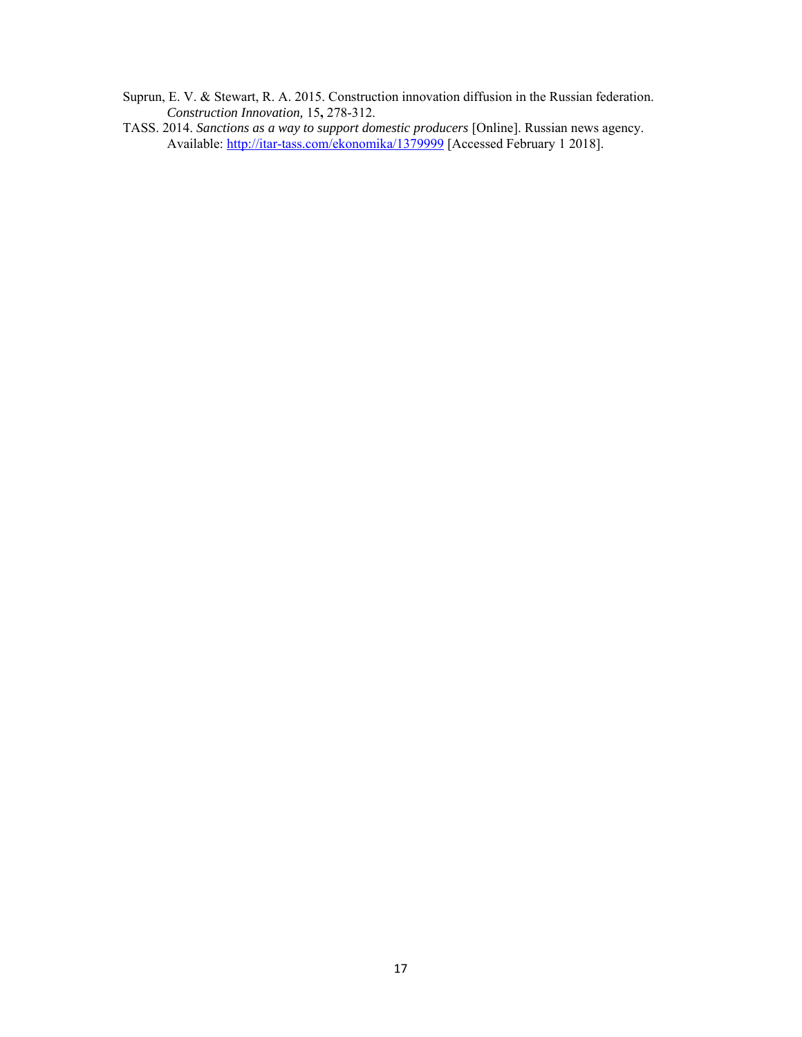Suprun, E. V. & Stewart, R. A. 2015. Construction innovation diffusion in the Russian federation. *Construction Innovation,* 15**,** 278-312.

TASS. 2014. *Sanctions as a way to support domestic producers* [Online]. Russian news agency. Available: http://itar-tass.com/ekonomika/1379999 [Accessed February 1 2018].